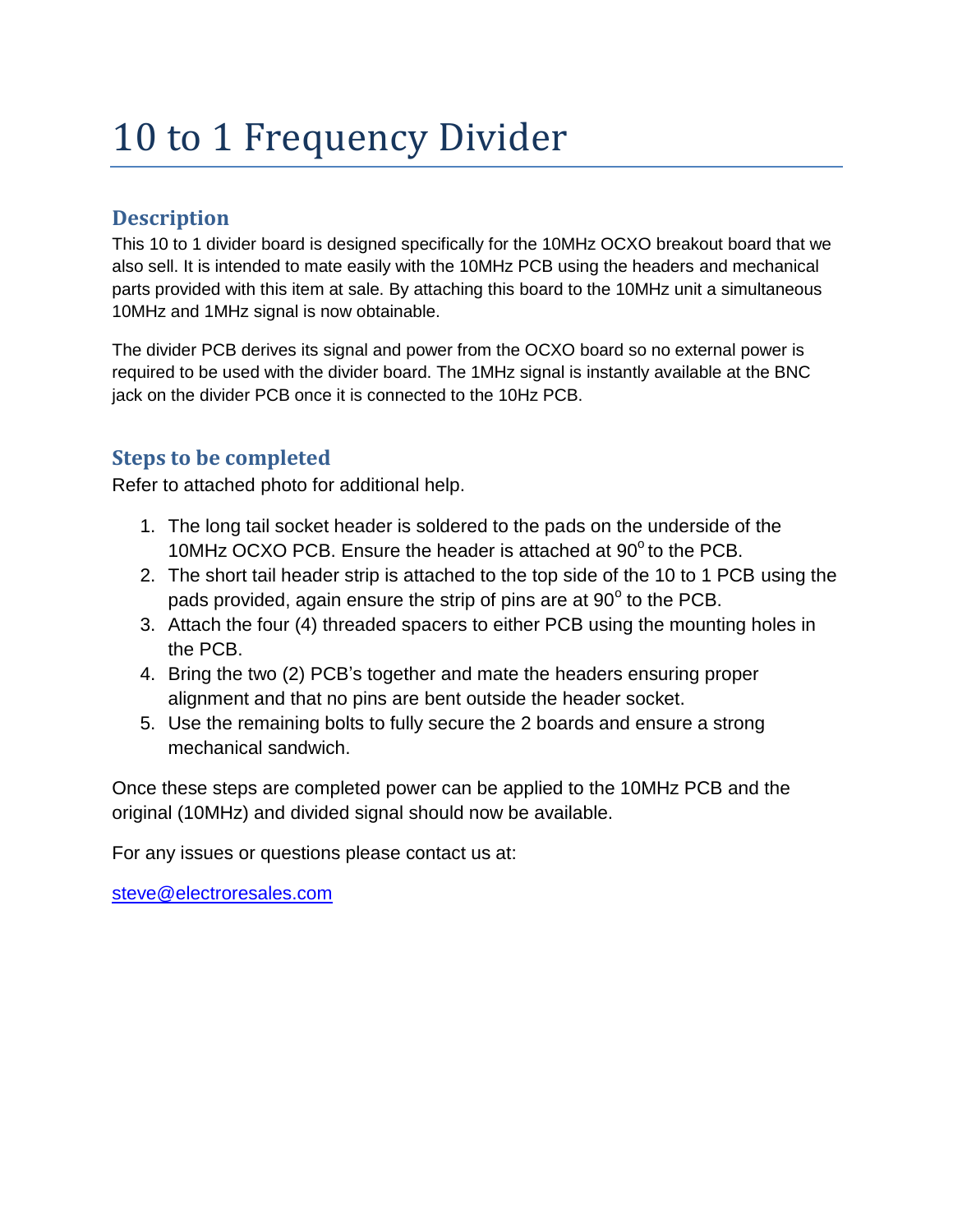# 10 to 1 Frequency Divider

## Description

This 10 to 1 divider board is designed specifically for the 10MHz OCXO breakout board that we also sell. It is intended to mate easily with the 10MHz PCB using the headers and mechanical parts provided with this item at sale. By attaching this board to the 10MHz unit a simultaneous 10MHz and 1MHz signal is now obtainable.

The divider PCB derives its signal and power from the OCXO board so no external power is required to be used with the divider board. The 1MHz signal is instantly available at the BNC jack on the divider PCB once it is connected to the 10Hz PCB.

## Steps to be completed

Refer to attached photo for additional help.

1. The long tail socket header is soldered to the pads on the underside of the 10MHz OCXO PCB. Ensure the header is attached at $90^{o}$ to the PCB.
2. The short tail header strip is attached to the top side of the 10 to 1 PCB using the pads provided, again ensure the strip of pins are at $90^{o}$ to the PCB.
3. Attach the four (4) threaded spacers to either PCB using the mounting holes in the PCB.
4. Bring the two (2) PCB's together and mate the headers ensuring proper alignment and that no pins are bent outside the header socket.
5. Use the remaining bolts to fully secure the 2 boards and ensure a strong mechanical sandwich.

Once these steps are completed power can be applied to the 10MHz PCB and the original (10MHz) and divided signal should now be available.

For any issues or questions please contact us at:

steve@electroresales.com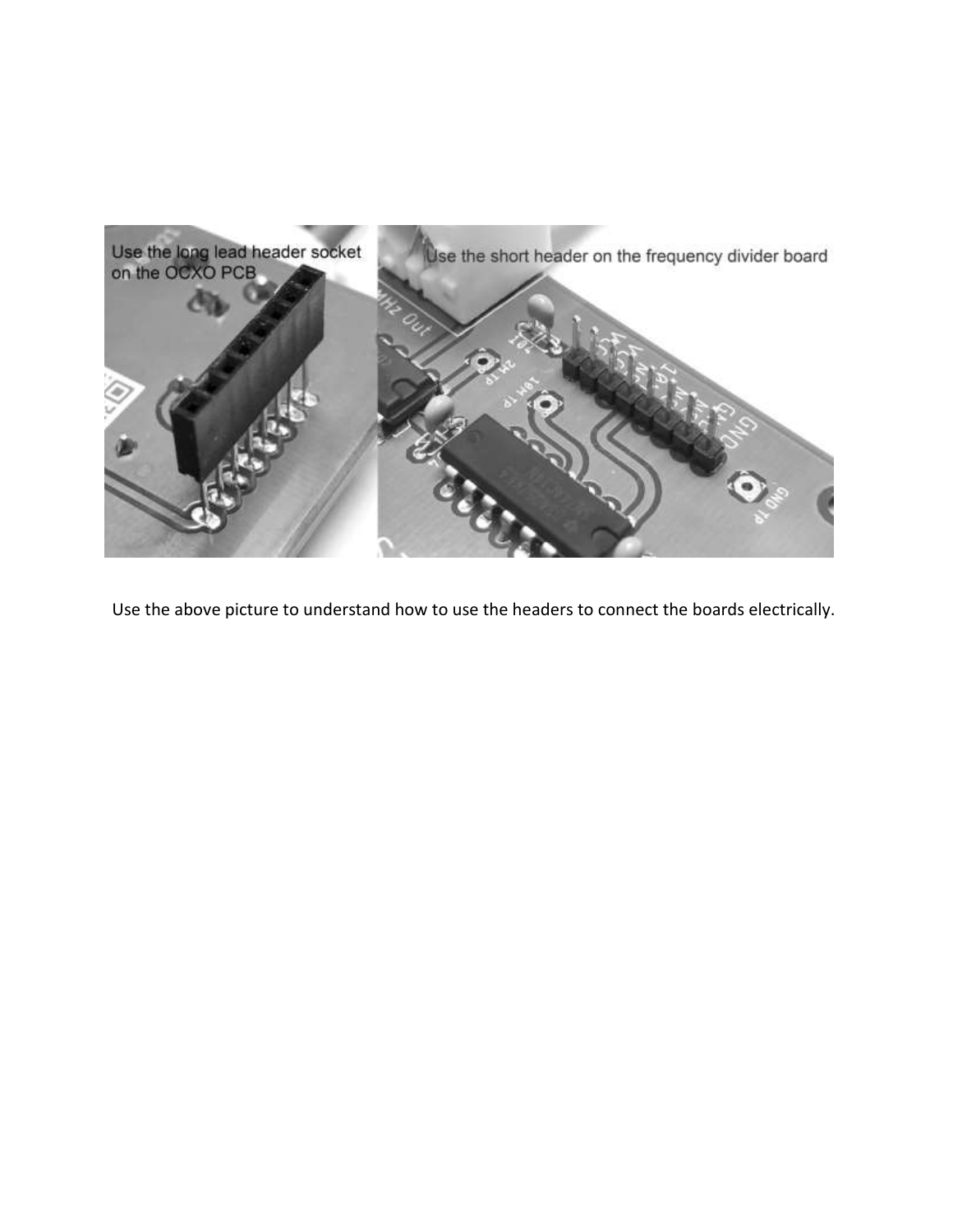Use the above picture to understand how to use the headers to connect the boards electrically.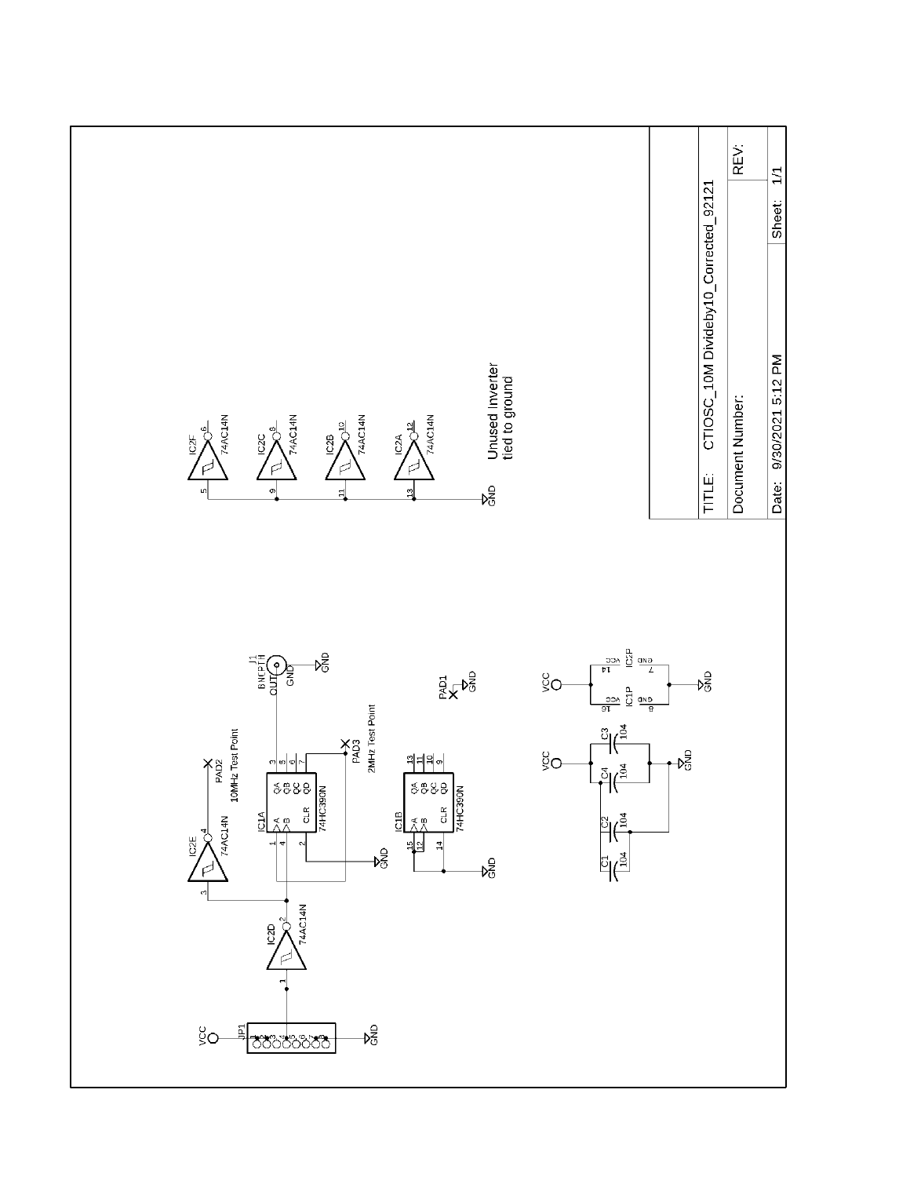**Unused Inverter tied to ground**

| TITLE: | CTIOSC_10M Divideby10_Corrected_92121 | |
|---|---|---|
| Document Number: | | REV: |
| Date: 9/30/2021 5:12 PM | | Sheet: 1/1 |

IC2F 74AC14N (5, 6)
IC2C 74AC14N (9, 8)
IC2B 74AC14N (11, 10)
IC2A 74AC14N (13, 12)

JP1 (VCC, GND)
IC2D 74AC14N (1, 2)
IC2E 74AC14N (3, 4)
PAD2 10MHz Test Point
IC1A 74HC390N (A 1, B 4, CLR 2, QA 3, QB 5, QC 6, QD 7)
PAD3 2MHz Test Point
J1 BNCPTH (OUT, GND)
IC1B 74HC390N (A 15, B 12, CLR 14, QA 13, QB 11, QC 10, QD 9)
PAD1 (GND)

C1 104, C2 104, C3 104, C4 104 (VCC, GND)
IC1P (VCC 16, GND 8)
IC2P (VCC 14, GND 7)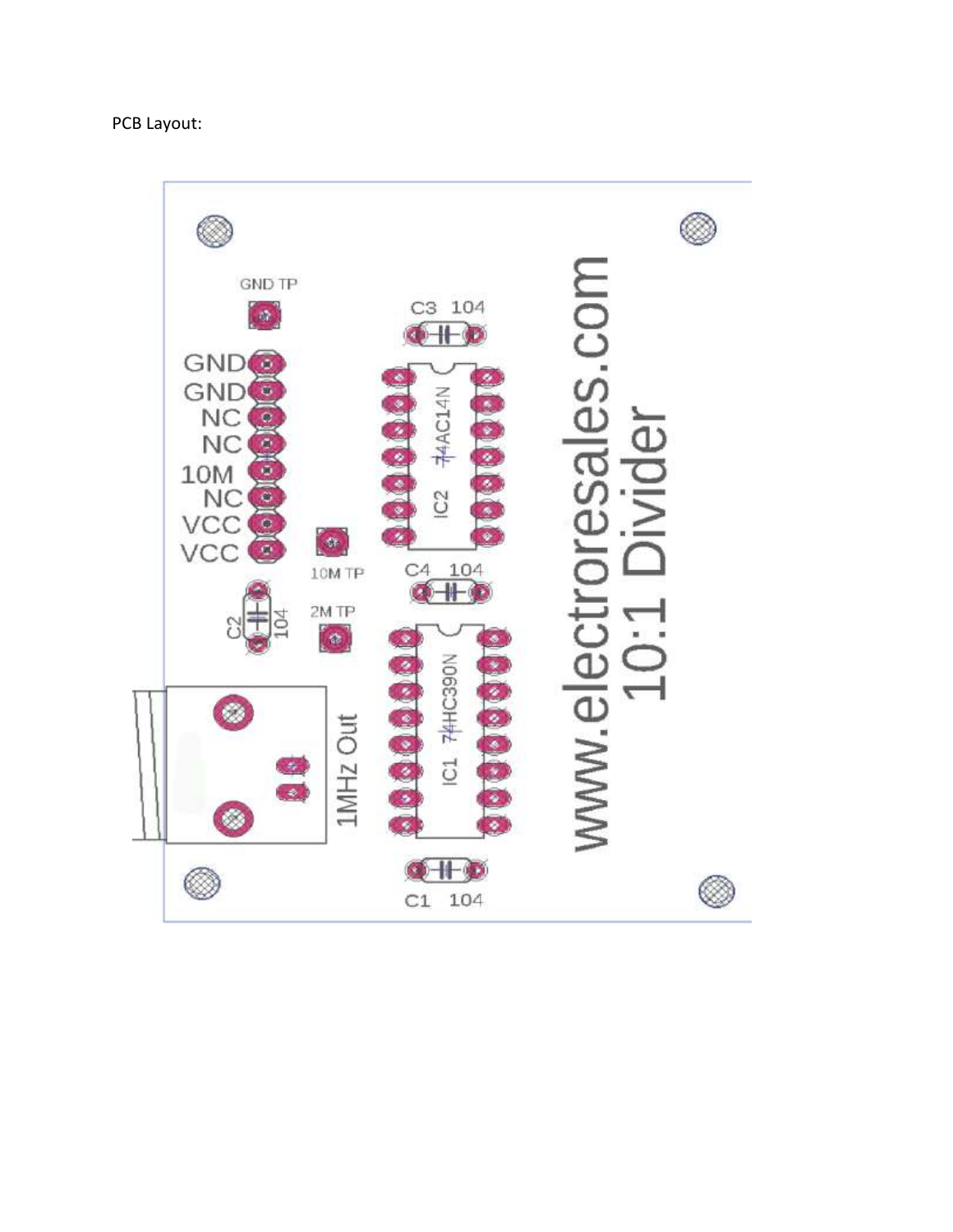PCB Layout:

GND TP

GND
GND
NC
NC
10M
NC
VCC
VCC

10M TP

2M TP

C2 104

C3 104

74AC14N

IC2

C4 104

74HC390N

IC1

C1 104

1MHz Out

www.electroresales.com
10:1 Divider